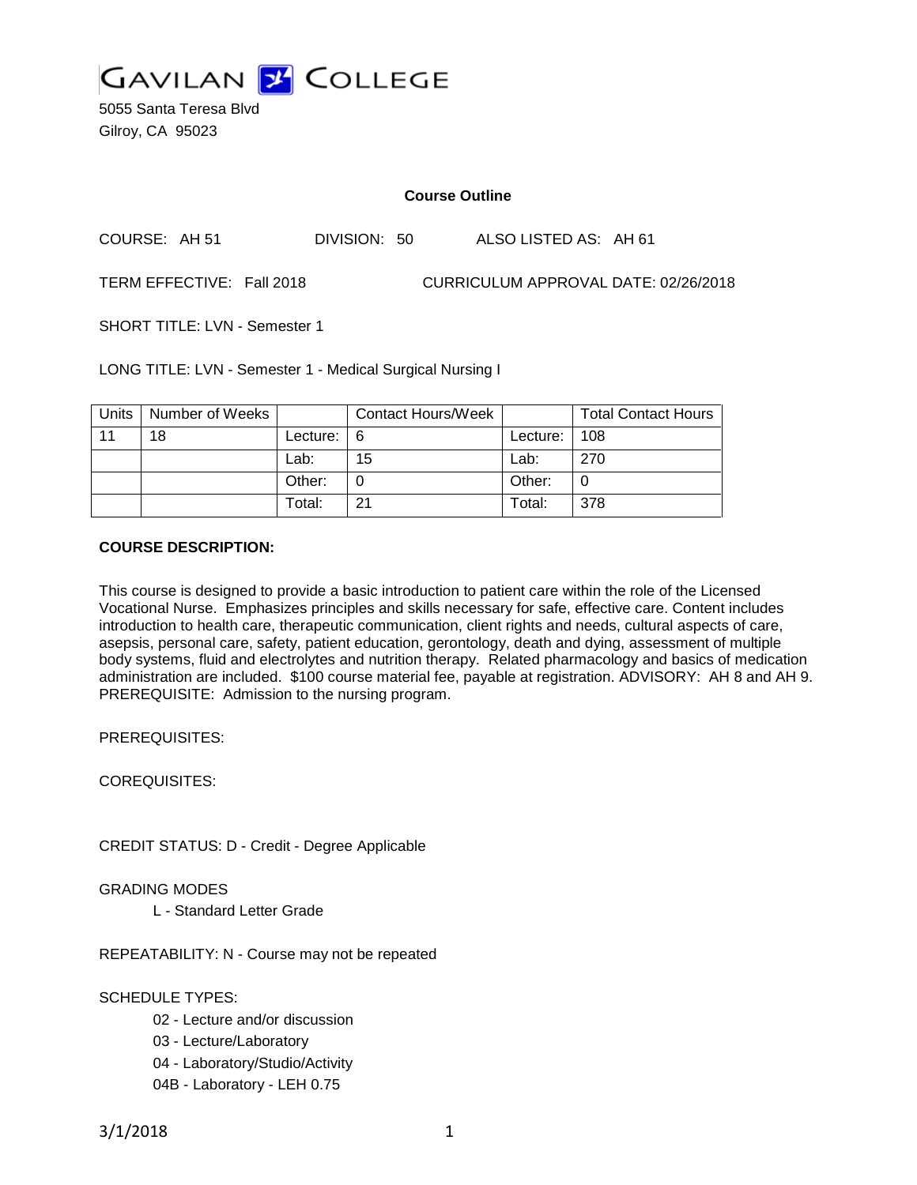# GAVILAN COLLEGE

5055 Santa Teresa Blvd
Gilroy, CA 95023

## Course Outline

COURSE: AH 51 DIVISION: 50 ALSO LISTED AS: AH 61

TERM EFFECTIVE: Fall 2018 CURRICULUM APPROVAL DATE: 02/26/2018

SHORT TITLE: LVN - Semester 1

LONG TITLE: LVN - Semester 1 - Medical Surgical Nursing I

| Units | Number of Weeks | | Contact Hours/Week | | Total Contact Hours |
|---|---|---|---|---|---|
| 11 | 18 | Lecture: | 6 | Lecture: | 108 |
| | | Lab: | 15 | Lab: | 270 |
| | | Other: | 0 | Other: | 0 |
| | | Total: | 21 | Total: | 378 |

**COURSE DESCRIPTION:**

This course is designed to provide a basic introduction to patient care within the role of the Licensed Vocational Nurse. Emphasizes principles and skills necessary for safe, effective care. Content includes introduction to health care, therapeutic communication, client rights and needs, cultural aspects of care, asepsis, personal care, safety, patient education, gerontology, death and dying, assessment of multiple body systems, fluid and electrolytes and nutrition therapy. Related pharmacology and basics of medication administration are included. $100 course material fee, payable at registration. ADVISORY: AH 8 and AH 9. PREREQUISITE: Admission to the nursing program.

PREREQUISITES:

COREQUISITES:

CREDIT STATUS: D - Credit - Degree Applicable

GRADING MODES

L - Standard Letter Grade

REPEATABILITY: N - Course may not be repeated

SCHEDULE TYPES:

02 - Lecture and/or discussion

03 - Lecture/Laboratory

04 - Laboratory/Studio/Activity

04B - Laboratory - LEH 0.75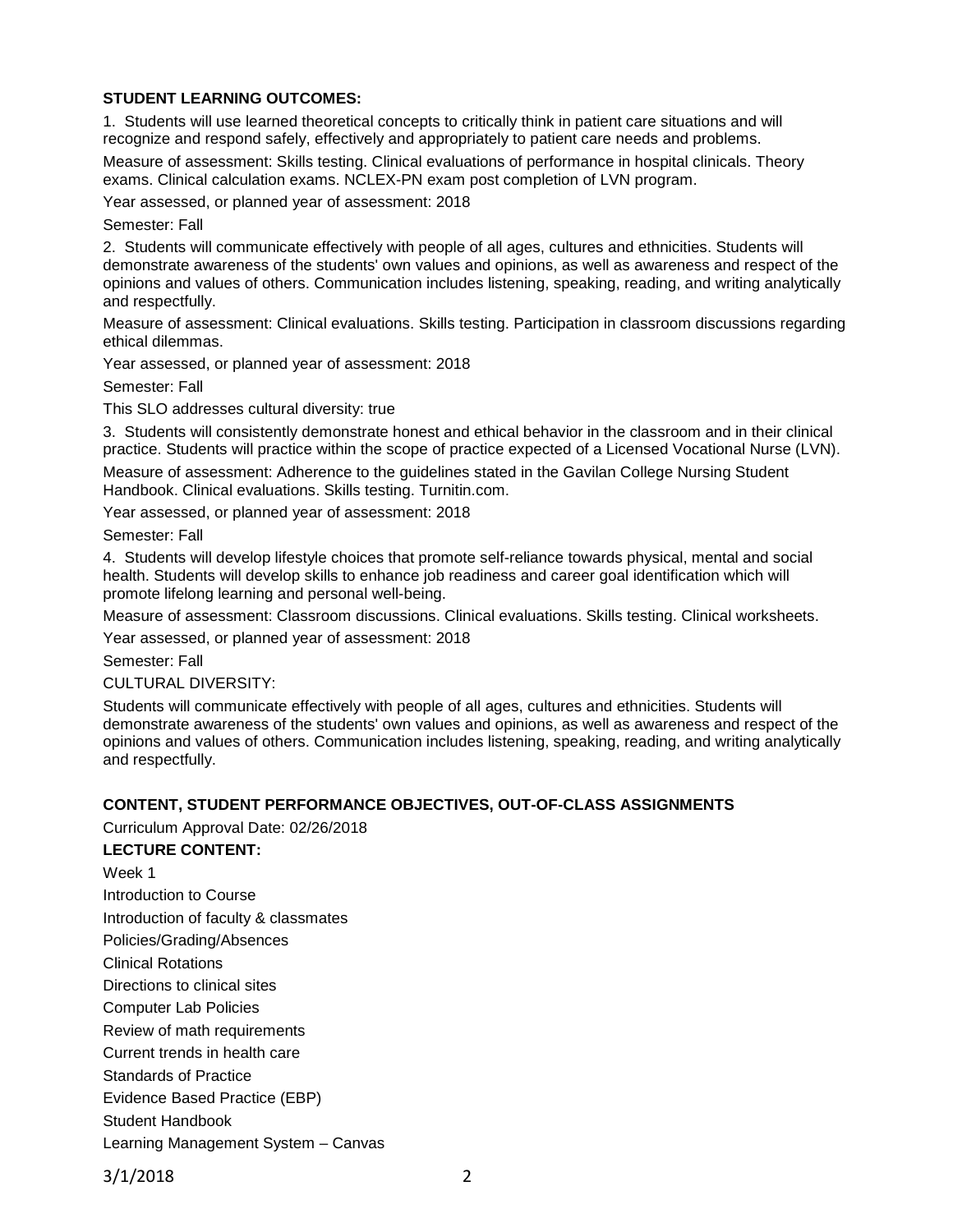**STUDENT LEARNING OUTCOMES:**

1. Students will use learned theoretical concepts to critically think in patient care situations and will recognize and respond safely, effectively and appropriately to patient care needs and problems.

Measure of assessment: Skills testing. Clinical evaluations of performance in hospital clinicals. Theory exams. Clinical calculation exams. NCLEX-PN exam post completion of LVN program.

Year assessed, or planned year of assessment: 2018

Semester: Fall

2. Students will communicate effectively with people of all ages, cultures and ethnicities. Students will demonstrate awareness of the students' own values and opinions, as well as awareness and respect of the opinions and values of others. Communication includes listening, speaking, reading, and writing analytically and respectfully.

Measure of assessment: Clinical evaluations. Skills testing. Participation in classroom discussions regarding ethical dilemmas.

Year assessed, or planned year of assessment: 2018

Semester: Fall

This SLO addresses cultural diversity: true

3. Students will consistently demonstrate honest and ethical behavior in the classroom and in their clinical practice. Students will practice within the scope of practice expected of a Licensed Vocational Nurse (LVN).

Measure of assessment: Adherence to the guidelines stated in the Gavilan College Nursing Student Handbook. Clinical evaluations. Skills testing. Turnitin.com.

Year assessed, or planned year of assessment: 2018

Semester: Fall

4. Students will develop lifestyle choices that promote self-reliance towards physical, mental and social health. Students will develop skills to enhance job readiness and career goal identification which will promote lifelong learning and personal well-being.

Measure of assessment: Classroom discussions. Clinical evaluations. Skills testing. Clinical worksheets.

Year assessed, or planned year of assessment: 2018

Semester: Fall

CULTURAL DIVERSITY:

Students will communicate effectively with people of all ages, cultures and ethnicities. Students will demonstrate awareness of the students' own values and opinions, as well as awareness and respect of the opinions and values of others. Communication includes listening, speaking, reading, and writing analytically and respectfully.

**CONTENT, STUDENT PERFORMANCE OBJECTIVES, OUT-OF-CLASS ASSIGNMENTS**

Curriculum Approval Date: 02/26/2018

**LECTURE CONTENT:**

Week 1

Introduction to Course

Introduction of faculty & classmates

Policies/Grading/Absences

Clinical Rotations

Directions to clinical sites

Computer Lab Policies

Review of math requirements

Current trends in health care

Standards of Practice

Evidence Based Practice (EBP)

Student Handbook

Learning Management System – Canvas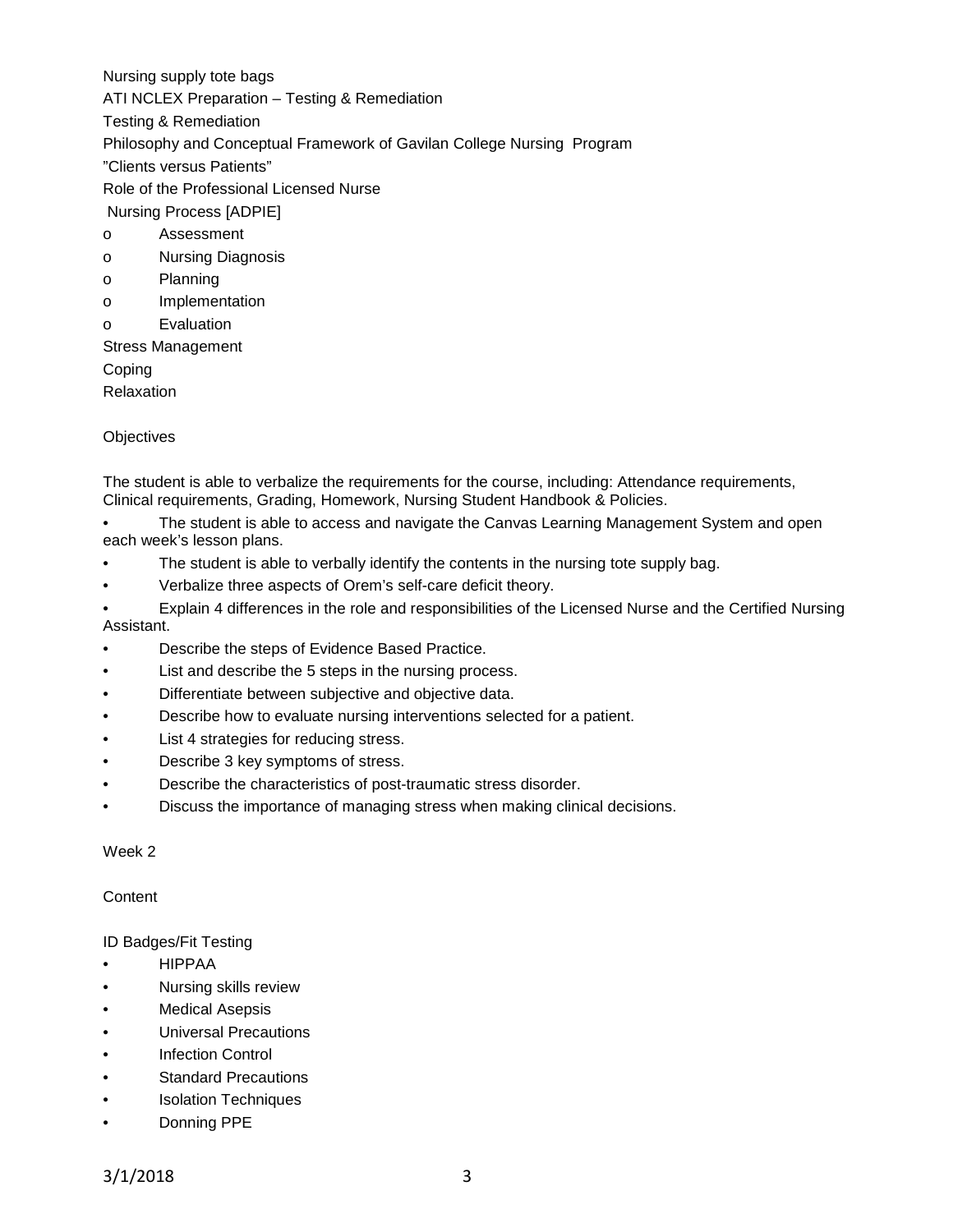Nursing supply tote bags

ATI NCLEX Preparation – Testing & Remediation

Testing & Remediation

Philosophy and Conceptual Framework of Gavilan College Nursing Program

"Clients versus Patients"

Role of the Professional Licensed Nurse

Nursing Process [ADPIE]

- Assessment
- Nursing Diagnosis
- Planning
- Implementation
- Evaluation

Stress Management

Coping

Relaxation

Objectives

The student is able to verbalize the requirements for the course, including: Attendance requirements, Clinical requirements, Grading, Homework, Nursing Student Handbook & Policies.

- The student is able to access and navigate the Canvas Learning Management System and open each week's lesson plans.
- The student is able to verbally identify the contents in the nursing tote supply bag.
- Verbalize three aspects of Orem's self-care deficit theory.
- Explain 4 differences in the role and responsibilities of the Licensed Nurse and the Certified Nursing Assistant.
- Describe the steps of Evidence Based Practice.
- List and describe the 5 steps in the nursing process.
- Differentiate between subjective and objective data.
- Describe how to evaluate nursing interventions selected for a patient.
- List 4 strategies for reducing stress.
- Describe 3 key symptoms of stress.
- Describe the characteristics of post-traumatic stress disorder.
- Discuss the importance of managing stress when making clinical decisions.

Week 2

Content

ID Badges/Fit Testing

- HIPPAA
- Nursing skills review
- Medical Asepsis
- Universal Precautions
- Infection Control
- Standard Precautions
- Isolation Techniques
- Donning PPE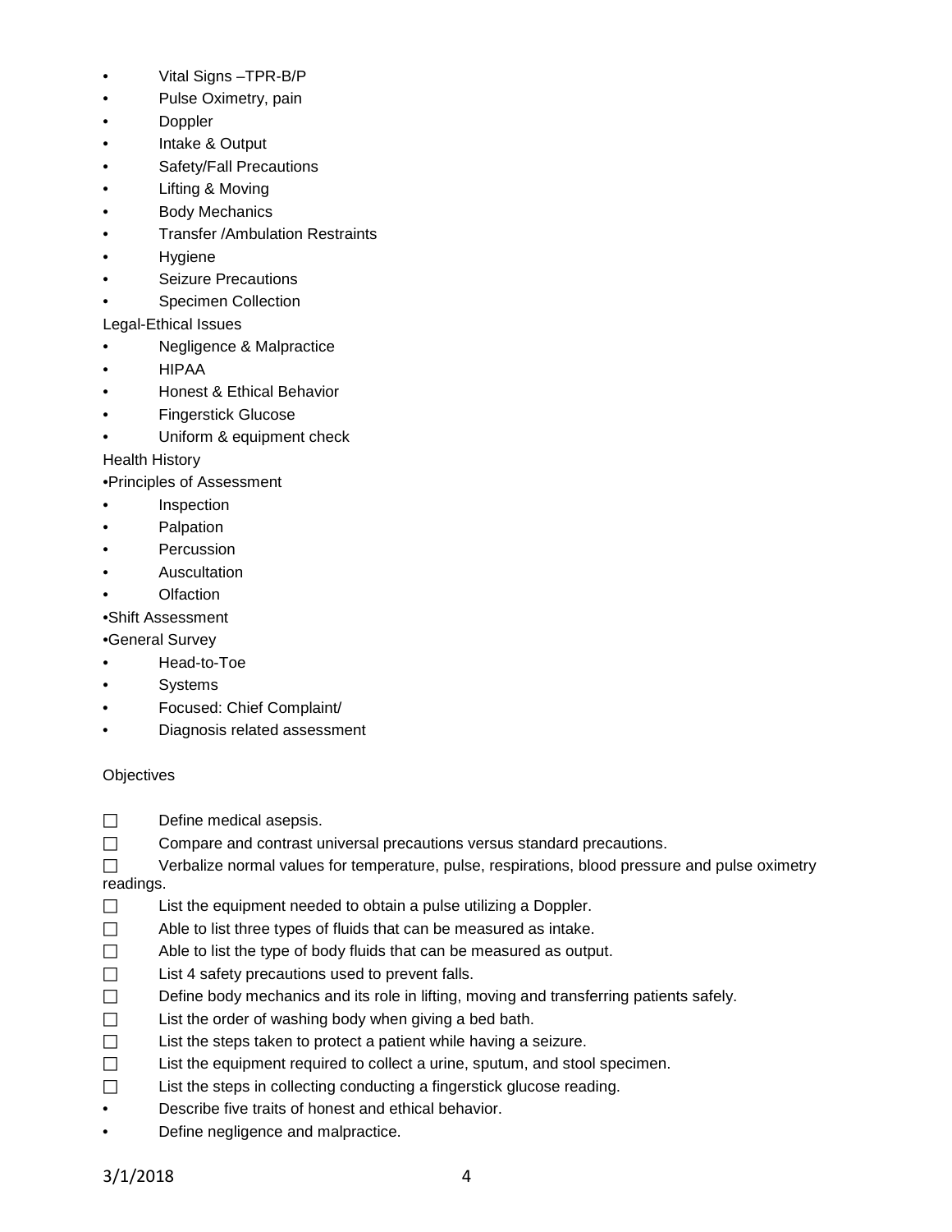- Vital Signs –TPR-B/P
- Pulse Oximetry, pain
- Doppler
- Intake & Output
- Safety/Fall Precautions
- Lifting & Moving
- Body Mechanics
- Transfer /Ambulation Restraints
- Hygiene
- Seizure Precautions
- Specimen Collection

Legal-Ethical Issues

- Negligence & Malpractice
- HIPAA
- Honest & Ethical Behavior
- Fingerstick Glucose
- Uniform & equipment check

Health History

- Principles of Assessment
  - Inspection
  - Palpation
  - Percussion
  - Auscultation
  - Olfaction
- Shift Assessment
- General Survey
  - Head-to-Toe
  - Systems
  - Focused: Chief Complaint/
  - Diagnosis related assessment

Objectives

- ☐ Define medical asepsis.
- ☐ Compare and contrast universal precautions versus standard precautions.
- ☐ Verbalize normal values for temperature, pulse, respirations, blood pressure and pulse oximetry readings.
- ☐ List the equipment needed to obtain a pulse utilizing a Doppler.
- ☐ Able to list three types of fluids that can be measured as intake.
- ☐ Able to list the type of body fluids that can be measured as output.
- ☐ List 4 safety precautions used to prevent falls.
- ☐ Define body mechanics and its role in lifting, moving and transferring patients safely.
- ☐ List the order of washing body when giving a bed bath.
- ☐ List the steps taken to protect a patient while having a seizure.
- ☐ List the equipment required to collect a urine, sputum, and stool specimen.
- ☐ List the steps in collecting conducting a fingerstick glucose reading.
- Describe five traits of honest and ethical behavior.
- Define negligence and malpractice.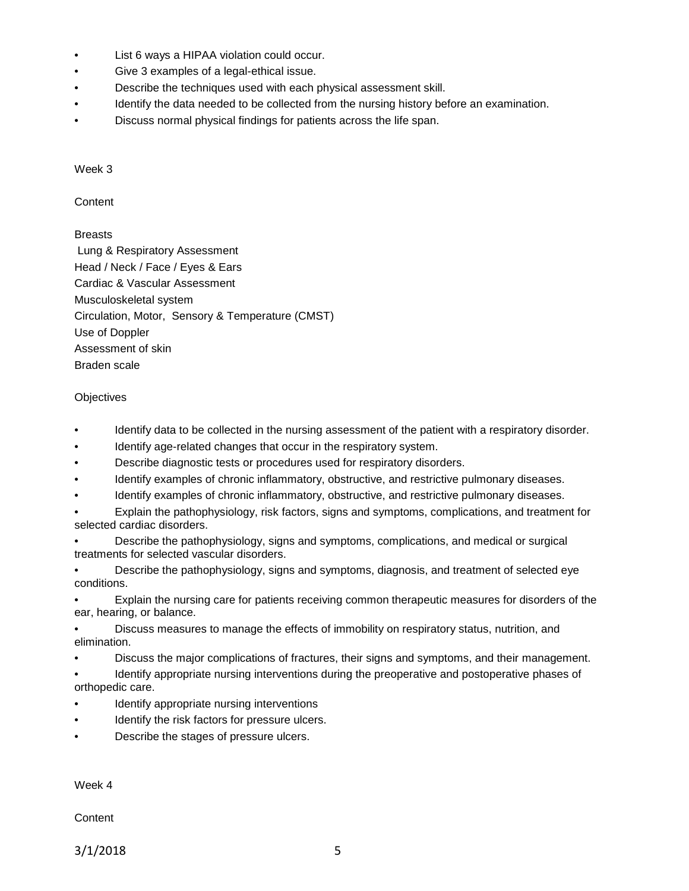- List 6 ways a HIPAA violation could occur.
- Give 3 examples of a legal-ethical issue.
- Describe the techniques used with each physical assessment skill.
- Identify the data needed to be collected from the nursing history before an examination.
- Discuss normal physical findings for patients across the life span.

Week 3

Content

Breasts
Lung & Respiratory Assessment
Head / Neck / Face / Eyes & Ears
Cardiac & Vascular Assessment
Musculoskeletal system
Circulation, Motor, Sensory & Temperature (CMST)
Use of Doppler
Assessment of skin
Braden scale

Objectives

- Identify data to be collected in the nursing assessment of the patient with a respiratory disorder.
- Identify age-related changes that occur in the respiratory system.
- Describe diagnostic tests or procedures used for respiratory disorders.
- Identify examples of chronic inflammatory, obstructive, and restrictive pulmonary diseases.
- Identify examples of chronic inflammatory, obstructive, and restrictive pulmonary diseases.
- Explain the pathophysiology, risk factors, signs and symptoms, complications, and treatment for selected cardiac disorders.
- Describe the pathophysiology, signs and symptoms, complications, and medical or surgical treatments for selected vascular disorders.
- Describe the pathophysiology, signs and symptoms, diagnosis, and treatment of selected eye conditions.
- Explain the nursing care for patients receiving common therapeutic measures for disorders of the ear, hearing, or balance.
- Discuss measures to manage the effects of immobility on respiratory status, nutrition, and elimination.
- Discuss the major complications of fractures, their signs and symptoms, and their management.
- Identify appropriate nursing interventions during the preoperative and postoperative phases of orthopedic care.
- Identify appropriate nursing interventions
- Identify the risk factors for pressure ulcers.
- Describe the stages of pressure ulcers.

Week 4

Content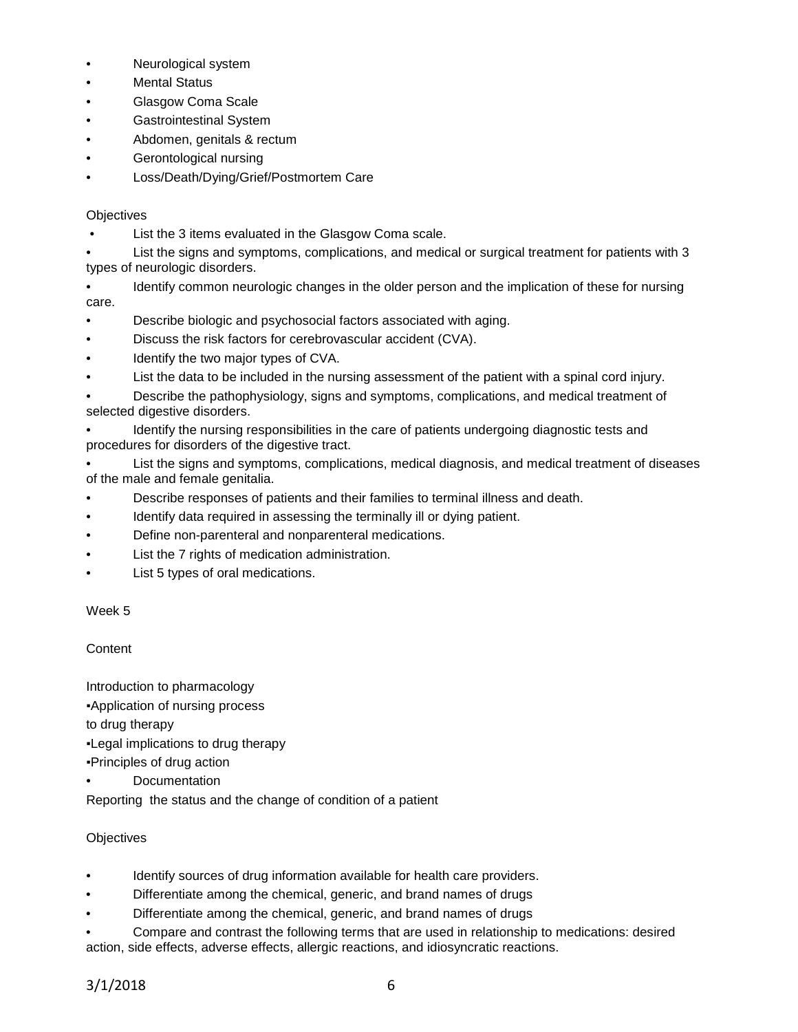- Neurological system
- Mental Status
- Glasgow Coma Scale
- Gastrointestinal System
- Abdomen, genitals & rectum
- Gerontological nursing
- Loss/Death/Dying/Grief/Postmortem Care

Objectives

- List the 3 items evaluated in the Glasgow Coma scale.
- List the signs and symptoms, complications, and medical or surgical treatment for patients with 3 types of neurologic disorders.
- Identify common neurologic changes in the older person and the implication of these for nursing care.
- Describe biologic and psychosocial factors associated with aging.
- Discuss the risk factors for cerebrovascular accident (CVA).
- Identify the two major types of CVA.
- List the data to be included in the nursing assessment of the patient with a spinal cord injury.
- Describe the pathophysiology, signs and symptoms, complications, and medical treatment of selected digestive disorders.
- Identify the nursing responsibilities in the care of patients undergoing diagnostic tests and procedures for disorders of the digestive tract.
- List the signs and symptoms, complications, medical diagnosis, and medical treatment of diseases of the male and female genitalia.
- Describe responses of patients and their families to terminal illness and death.
- Identify data required in assessing the terminally ill or dying patient.
- Define non-parenteral and nonparenteral medications.
- List the 7 rights of medication administration.
- List 5 types of oral medications.

Week 5

Content

Introduction to pharmacology

- Application of nursing process to drug therapy
- Legal implications to drug therapy
- Principles of drug action
- Documentation

Reporting the status and the change of condition of a patient

Objectives

- Identify sources of drug information available for health care providers.
- Differentiate among the chemical, generic, and brand names of drugs
- Differentiate among the chemical, generic, and brand names of drugs
- Compare and contrast the following terms that are used in relationship to medications: desired action, side effects, adverse effects, allergic reactions, and idiosyncratic reactions.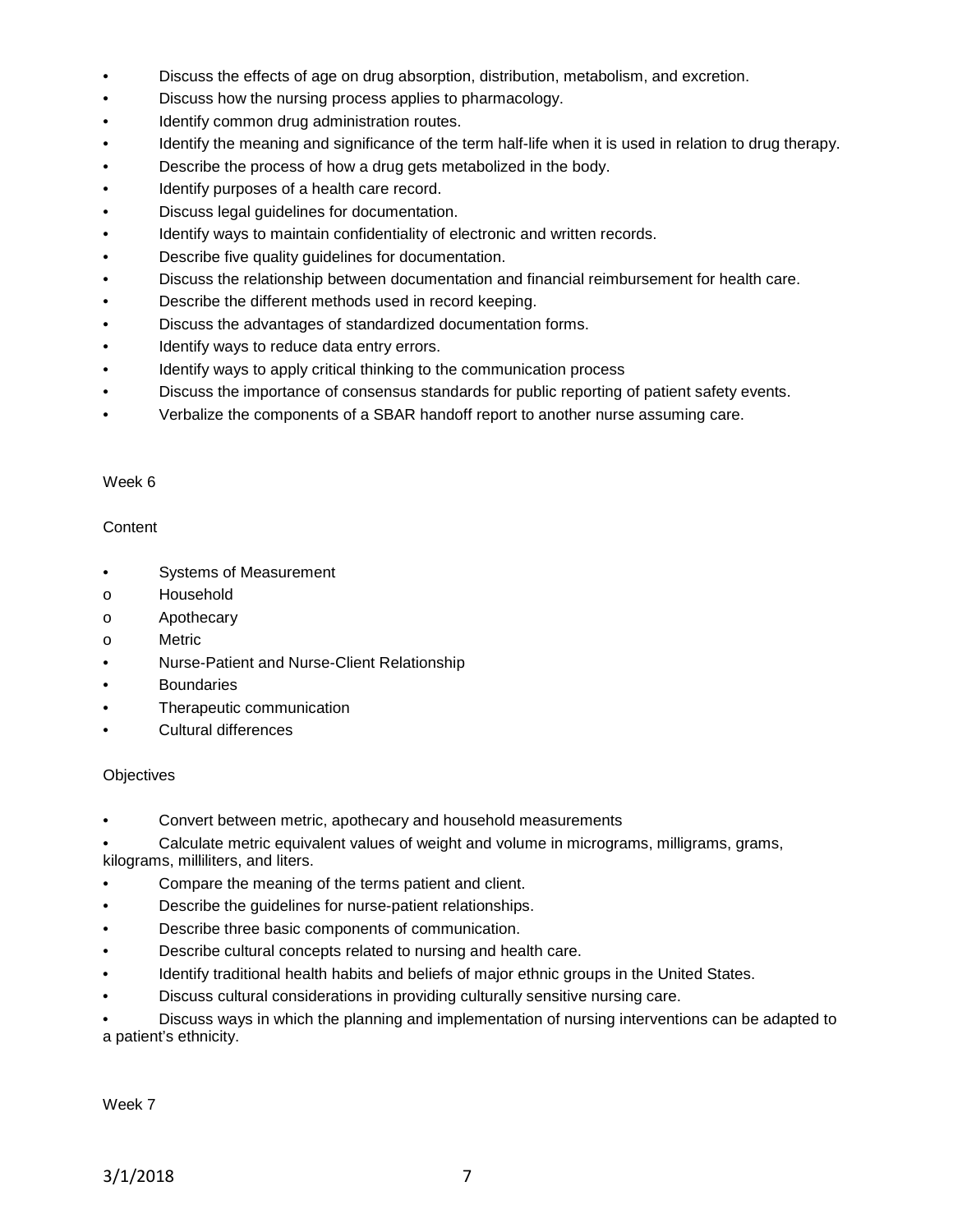- Discuss the effects of age on drug absorption, distribution, metabolism, and excretion.
- Discuss how the nursing process applies to pharmacology.
- Identify common drug administration routes.
- Identify the meaning and significance of the term half-life when it is used in relation to drug therapy.
- Describe the process of how a drug gets metabolized in the body.
- Identify purposes of a health care record.
- Discuss legal guidelines for documentation.
- Identify ways to maintain confidentiality of electronic and written records.
- Describe five quality guidelines for documentation.
- Discuss the relationship between documentation and financial reimbursement for health care.
- Describe the different methods used in record keeping.
- Discuss the advantages of standardized documentation forms.
- Identify ways to reduce data entry errors.
- Identify ways to apply critical thinking to the communication process
- Discuss the importance of consensus standards for public reporting of patient safety events.
- Verbalize the components of a SBAR handoff report to another nurse assuming care.

Week 6

Content

- Systems of Measurement
  - Household
  - Apothecary
  - Metric
- Nurse-Patient and Nurse-Client Relationship
- Boundaries
- Therapeutic communication
- Cultural differences

Objectives

- Convert between metric, apothecary and household measurements
- Calculate metric equivalent values of weight and volume in micrograms, milligrams, grams, kilograms, milliliters, and liters.
- Compare the meaning of the terms patient and client.
- Describe the guidelines for nurse-patient relationships.
- Describe three basic components of communication.
- Describe cultural concepts related to nursing and health care.
- Identify traditional health habits and beliefs of major ethnic groups in the United States.
- Discuss cultural considerations in providing culturally sensitive nursing care.
- Discuss ways in which the planning and implementation of nursing interventions can be adapted to a patient's ethnicity.

Week 7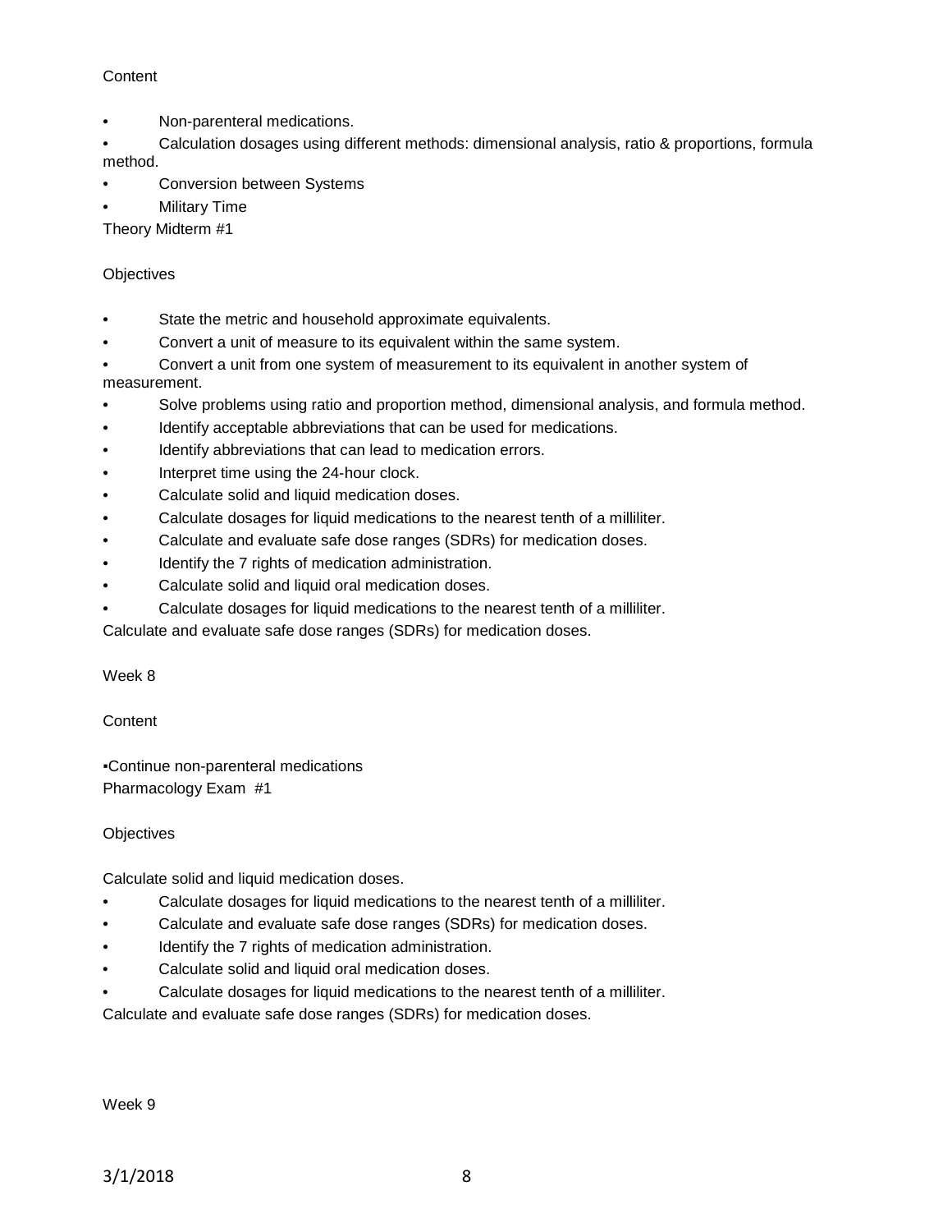Content

- Non-parenteral medications.
- Calculation dosages using different methods: dimensional analysis, ratio & proportions, formula method.
- Conversion between Systems
- Military Time

Theory Midterm #1

Objectives

- State the metric and household approximate equivalents.
- Convert a unit of measure to its equivalent within the same system.
- Convert a unit from one system of measurement to its equivalent in another system of measurement.
- Solve problems using ratio and proportion method, dimensional analysis, and formula method.
- Identify acceptable abbreviations that can be used for medications.
- Identify abbreviations that can lead to medication errors.
- Interpret time using the 24-hour clock.
- Calculate solid and liquid medication doses.
- Calculate dosages for liquid medications to the nearest tenth of a milliliter.
- Calculate and evaluate safe dose ranges (SDRs) for medication doses.
- Identify the 7 rights of medication administration.
- Calculate solid and liquid oral medication doses.
- Calculate dosages for liquid medications to the nearest tenth of a milliliter.

Calculate and evaluate safe dose ranges (SDRs) for medication doses.

Week 8

Content

▪Continue non-parenteral medications
Pharmacology Exam #1

Objectives

Calculate solid and liquid medication doses.

- Calculate dosages for liquid medications to the nearest tenth of a milliliter.
- Calculate and evaluate safe dose ranges (SDRs) for medication doses.
- Identify the 7 rights of medication administration.
- Calculate solid and liquid oral medication doses.
- Calculate dosages for liquid medications to the nearest tenth of a milliliter.

Calculate and evaluate safe dose ranges (SDRs) for medication doses.

Week 9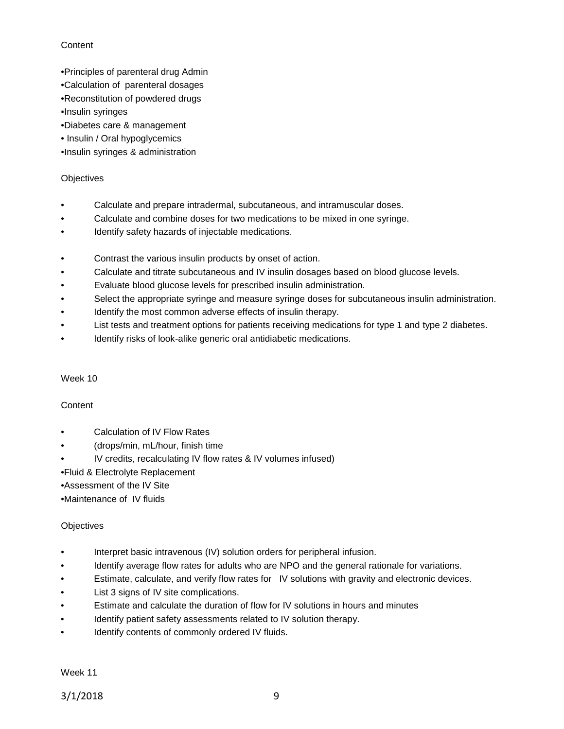Content

- Principles of parenteral drug Admin
- Calculation of parenteral dosages
- Reconstitution of powdered drugs
- Insulin syringes
- Diabetes care & management
- Insulin / Oral hypoglycemics
- Insulin syringes & administration

Objectives

- Calculate and prepare intradermal, subcutaneous, and intramuscular doses.
- Calculate and combine doses for two medications to be mixed in one syringe.
- Identify safety hazards of injectable medications.

- Contrast the various insulin products by onset of action.
- Calculate and titrate subcutaneous and IV insulin dosages based on blood glucose levels.
- Evaluate blood glucose levels for prescribed insulin administration.
- Select the appropriate syringe and measure syringe doses for subcutaneous insulin administration.
- Identify the most common adverse effects of insulin therapy.
- List tests and treatment options for patients receiving medications for type 1 and type 2 diabetes.
- Identify risks of look-alike generic oral antidiabetic medications.

Week 10

Content

- Calculation of IV Flow Rates
- (drops/min, mL/hour, finish time
- IV credits, recalculating IV flow rates & IV volumes infused)
- Fluid & Electrolyte Replacement
- Assessment of the IV Site
- Maintenance of IV fluids

Objectives

- Interpret basic intravenous (IV) solution orders for peripheral infusion.
- Identify average flow rates for adults who are NPO and the general rationale for variations.
- Estimate, calculate, and verify flow rates for IV solutions with gravity and electronic devices.
- List 3 signs of IV site complications.
- Estimate and calculate the duration of flow for IV solutions in hours and minutes
- Identify patient safety assessments related to IV solution therapy.
- Identify contents of commonly ordered IV fluids.

Week 11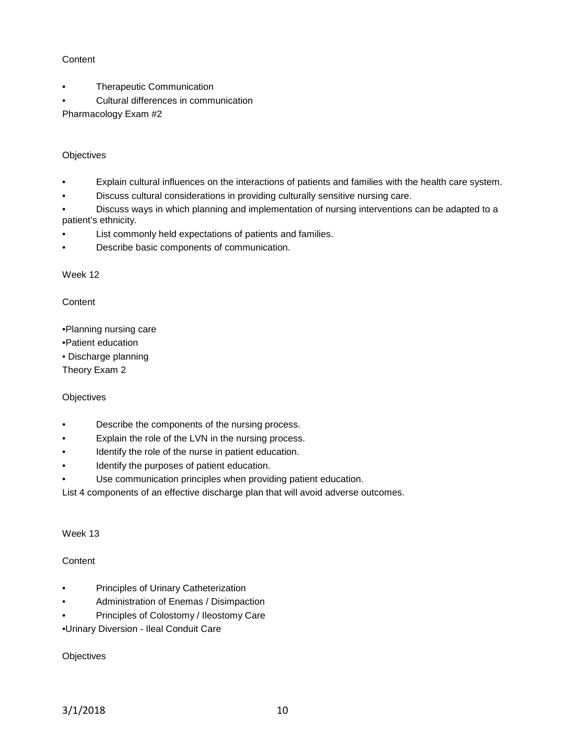Content

- Therapeutic Communication
- Cultural differences in communication

Pharmacology Exam #2

Objectives

- Explain cultural influences on the interactions of patients and families with the health care system.
- Discuss cultural considerations in providing culturally sensitive nursing care.
- Discuss ways in which planning and implementation of nursing interventions can be adapted to a patient's ethnicity.
- List commonly held expectations of patients and families.
- Describe basic components of communication.

Week 12

Content

- Planning nursing care
- Patient education
- Discharge planning

Theory Exam 2

Objectives

- Describe the components of the nursing process.
- Explain the role of the LVN in the nursing process.
- Identify the role of the nurse in patient education.
- Identify the purposes of patient education.
- Use communication principles when providing patient education.

List 4 components of an effective discharge plan that will avoid adverse outcomes.

Week 13

Content

- Principles of Urinary Catheterization
- Administration of Enemas / Disimpaction
- Principles of Colostomy / Ileostomy Care
- Urinary Diversion - Ileal Conduit Care

Objectives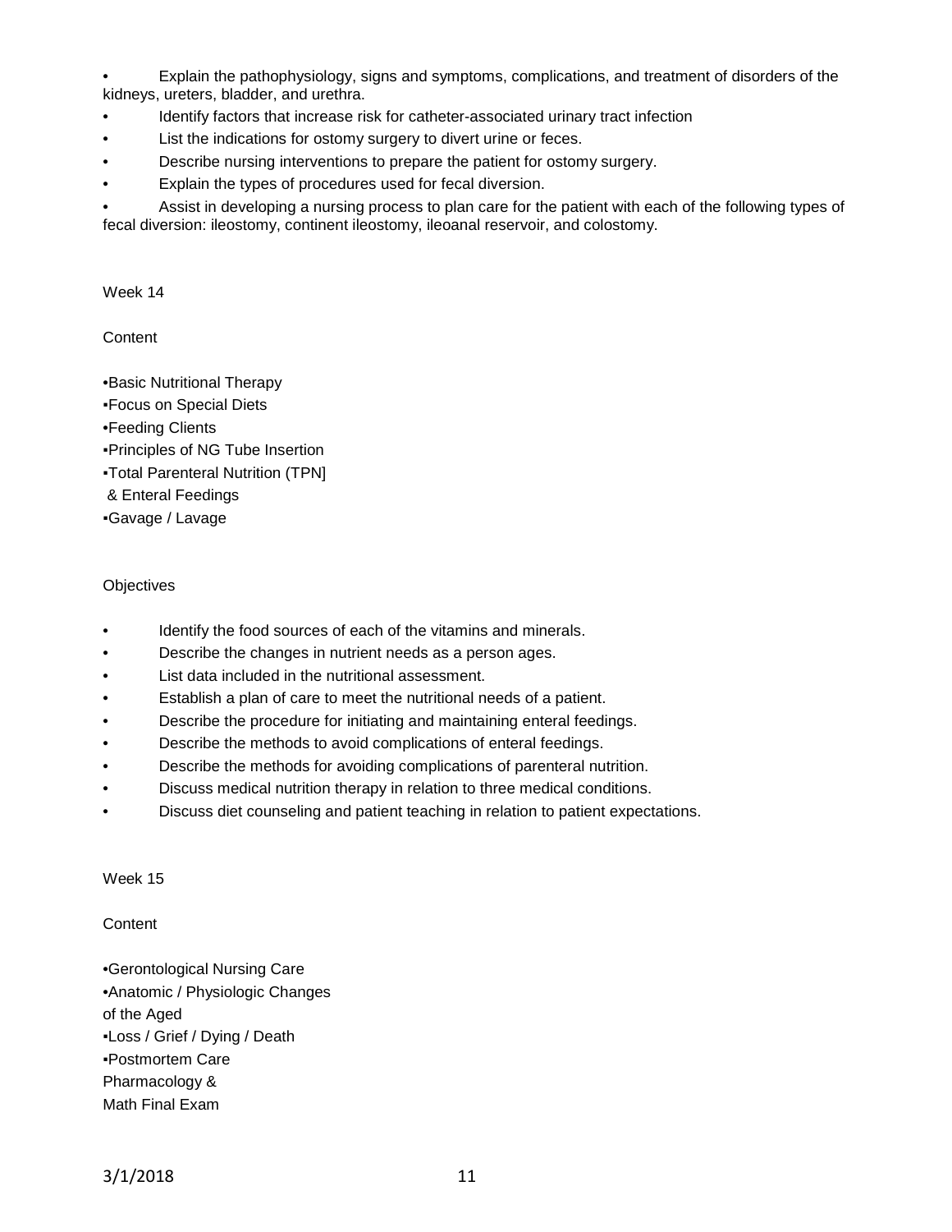- Explain the pathophysiology, signs and symptoms, complications, and treatment of disorders of the kidneys, ureters, bladder, and urethra.
- Identify factors that increase risk for catheter-associated urinary tract infection
- List the indications for ostomy surgery to divert urine or feces.
- Describe nursing interventions to prepare the patient for ostomy surgery.
- Explain the types of procedures used for fecal diversion.
- Assist in developing a nursing process to plan care for the patient with each of the following types of fecal diversion: ileostomy, continent ileostomy, ileoanal reservoir, and colostomy.

Week 14

Content

- Basic Nutritional Therapy
- Focus on Special Diets
- Feeding Clients
- Principles of NG Tube Insertion
- Total Parenteral Nutrition (TPN] & Enteral Feedings
- Gavage / Lavage

Objectives

- Identify the food sources of each of the vitamins and minerals.
- Describe the changes in nutrient needs as a person ages.
- List data included in the nutritional assessment.
- Establish a plan of care to meet the nutritional needs of a patient.
- Describe the procedure for initiating and maintaining enteral feedings.
- Describe the methods to avoid complications of enteral feedings.
- Describe the methods for avoiding complications of parenteral nutrition.
- Discuss medical nutrition therapy in relation to three medical conditions.
- Discuss diet counseling and patient teaching in relation to patient expectations.

Week 15

Content

- Gerontological Nursing Care
- Anatomic / Physiologic Changes of the Aged
- Loss / Grief / Dying / Death
- Postmortem Care

Pharmacology &
Math Final Exam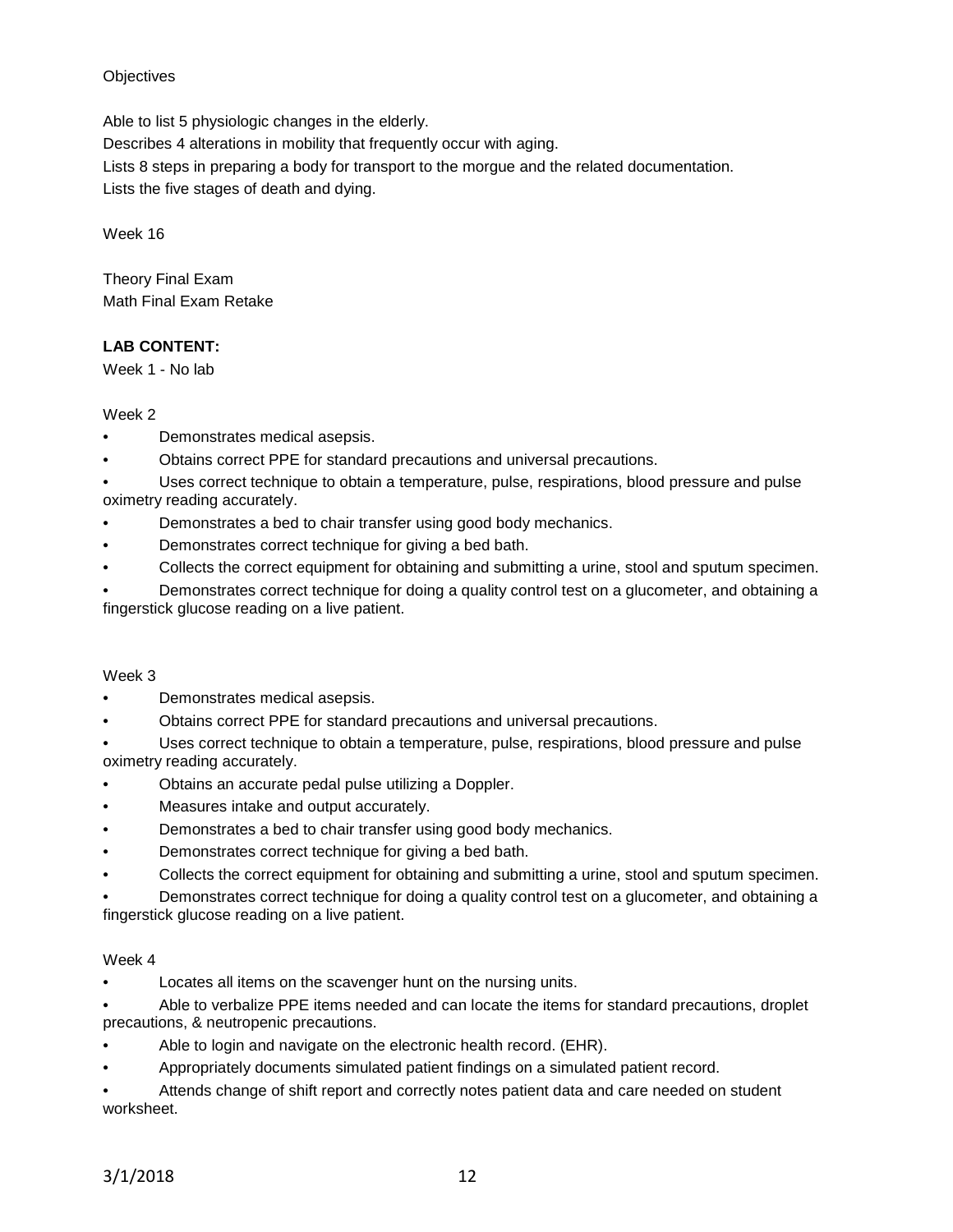Objectives

Able to list 5 physiologic changes in the elderly.
Describes 4 alterations in mobility that frequently occur with aging.
Lists 8 steps in preparing a body for transport to the morgue and the related documentation.
Lists the five stages of death and dying.

Week 16

Theory Final Exam
Math Final Exam Retake

**LAB CONTENT:**
Week 1 - No lab

Week 2

- Demonstrates medical asepsis.
- Obtains correct PPE for standard precautions and universal precautions.
- Uses correct technique to obtain a temperature, pulse, respirations, blood pressure and pulse oximetry reading accurately.
- Demonstrates a bed to chair transfer using good body mechanics.
- Demonstrates correct technique for giving a bed bath.
- Collects the correct equipment for obtaining and submitting a urine, stool and sputum specimen.
- Demonstrates correct technique for doing a quality control test on a glucometer, and obtaining a fingerstick glucose reading on a live patient.

Week 3

- Demonstrates medical asepsis.
- Obtains correct PPE for standard precautions and universal precautions.
- Uses correct technique to obtain a temperature, pulse, respirations, blood pressure and pulse oximetry reading accurately.
- Obtains an accurate pedal pulse utilizing a Doppler.
- Measures intake and output accurately.
- Demonstrates a bed to chair transfer using good body mechanics.
- Demonstrates correct technique for giving a bed bath.
- Collects the correct equipment for obtaining and submitting a urine, stool and sputum specimen.
- Demonstrates correct technique for doing a quality control test on a glucometer, and obtaining a fingerstick glucose reading on a live patient.

Week 4

- Locates all items on the scavenger hunt on the nursing units.
- Able to verbalize PPE items needed and can locate the items for standard precautions, droplet precautions, & neutropenic precautions.
- Able to login and navigate on the electronic health record. (EHR).
- Appropriately documents simulated patient findings on a simulated patient record.
- Attends change of shift report and correctly notes patient data and care needed on student worksheet.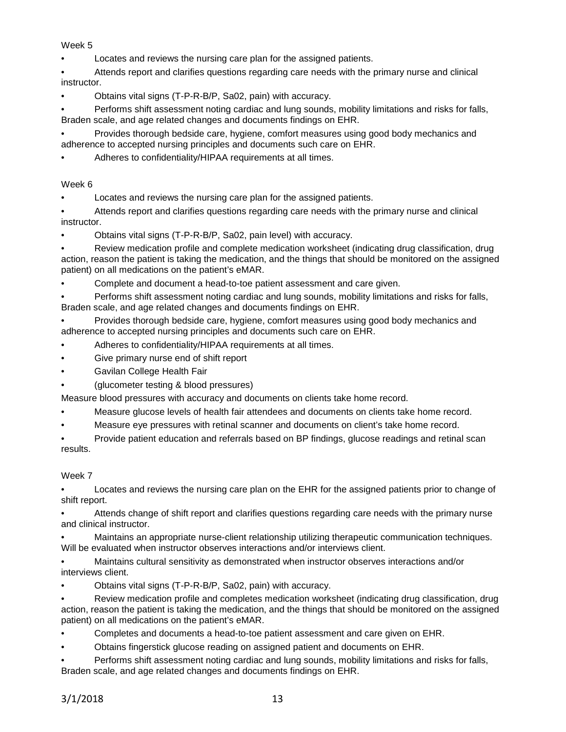Week 5

- Locates and reviews the nursing care plan for the assigned patients.
- Attends report and clarifies questions regarding care needs with the primary nurse and clinical instructor.
- Obtains vital signs (T-P-R-B/P, Sa02, pain) with accuracy.
- Performs shift assessment noting cardiac and lung sounds, mobility limitations and risks for falls, Braden scale, and age related changes and documents findings on EHR.
- Provides thorough bedside care, hygiene, comfort measures using good body mechanics and adherence to accepted nursing principles and documents such care on EHR.
- Adheres to confidentiality/HIPAA requirements at all times.

Week 6

- Locates and reviews the nursing care plan for the assigned patients.
- Attends report and clarifies questions regarding care needs with the primary nurse and clinical instructor.
- Obtains vital signs (T-P-R-B/P, Sa02, pain level) with accuracy.
- Review medication profile and complete medication worksheet (indicating drug classification, drug action, reason the patient is taking the medication, and the things that should be monitored on the assigned patient) on all medications on the patient's eMAR.
- Complete and document a head-to-toe patient assessment and care given.
- Performs shift assessment noting cardiac and lung sounds, mobility limitations and risks for falls, Braden scale, and age related changes and documents findings on EHR.
- Provides thorough bedside care, hygiene, comfort measures using good body mechanics and adherence to accepted nursing principles and documents such care on EHR.
- Adheres to confidentiality/HIPAA requirements at all times.
- Give primary nurse end of shift report
- Gavilan College Health Fair
- (glucometer testing & blood pressures)

Measure blood pressures with accuracy and documents on clients take home record.

- Measure glucose levels of health fair attendees and documents on clients take home record.
- Measure eye pressures with retinal scanner and documents on client's take home record.
- Provide patient education and referrals based on BP findings, glucose readings and retinal scan results.

Week 7

- Locates and reviews the nursing care plan on the EHR for the assigned patients prior to change of shift report.
- Attends change of shift report and clarifies questions regarding care needs with the primary nurse and clinical instructor.
- Maintains an appropriate nurse-client relationship utilizing therapeutic communication techniques. Will be evaluated when instructor observes interactions and/or interviews client.
- Maintains cultural sensitivity as demonstrated when instructor observes interactions and/or interviews client.
- Obtains vital signs (T-P-R-B/P, Sa02, pain) with accuracy.
- Review medication profile and completes medication worksheet (indicating drug classification, drug action, reason the patient is taking the medication, and the things that should be monitored on the assigned patient) on all medications on the patient's eMAR.
- Completes and documents a head-to-toe patient assessment and care given on EHR.
- Obtains fingerstick glucose reading on assigned patient and documents on EHR.
- Performs shift assessment noting cardiac and lung sounds, mobility limitations and risks for falls, Braden scale, and age related changes and documents findings on EHR.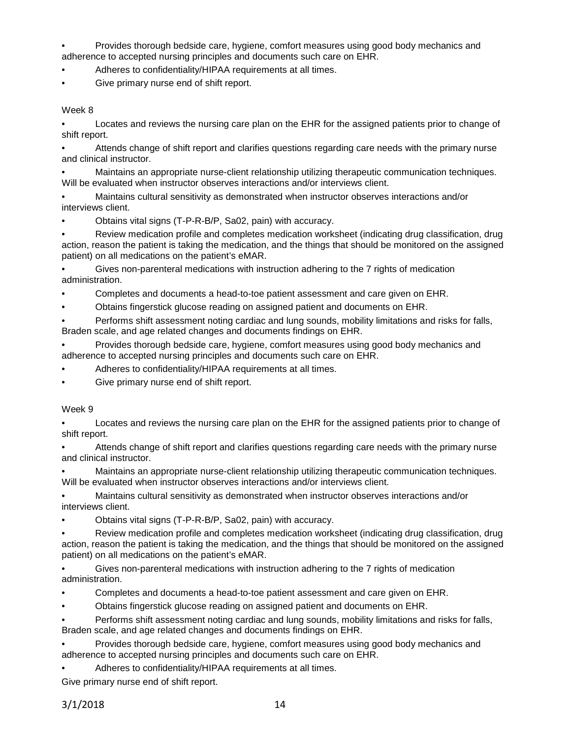- Provides thorough bedside care, hygiene, comfort measures using good body mechanics and adherence to accepted nursing principles and documents such care on EHR.
- Adheres to confidentiality/HIPAA requirements at all times.
- Give primary nurse end of shift report.

Week 8

- Locates and reviews the nursing care plan on the EHR for the assigned patients prior to change of shift report.
- Attends change of shift report and clarifies questions regarding care needs with the primary nurse and clinical instructor.
- Maintains an appropriate nurse-client relationship utilizing therapeutic communication techniques. Will be evaluated when instructor observes interactions and/or interviews client.
- Maintains cultural sensitivity as demonstrated when instructor observes interactions and/or interviews client.
- Obtains vital signs (T-P-R-B/P, Sa02, pain) with accuracy.
- Review medication profile and completes medication worksheet (indicating drug classification, drug action, reason the patient is taking the medication, and the things that should be monitored on the assigned patient) on all medications on the patient's eMAR.
- Gives non-parenteral medications with instruction adhering to the 7 rights of medication administration.
- Completes and documents a head-to-toe patient assessment and care given on EHR.
- Obtains fingerstick glucose reading on assigned patient and documents on EHR.
- Performs shift assessment noting cardiac and lung sounds, mobility limitations and risks for falls, Braden scale, and age related changes and documents findings on EHR.
- Provides thorough bedside care, hygiene, comfort measures using good body mechanics and adherence to accepted nursing principles and documents such care on EHR.
- Adheres to confidentiality/HIPAA requirements at all times.
- Give primary nurse end of shift report.

Week 9

- Locates and reviews the nursing care plan on the EHR for the assigned patients prior to change of shift report.
- Attends change of shift report and clarifies questions regarding care needs with the primary nurse and clinical instructor.
- Maintains an appropriate nurse-client relationship utilizing therapeutic communication techniques. Will be evaluated when instructor observes interactions and/or interviews client.
- Maintains cultural sensitivity as demonstrated when instructor observes interactions and/or interviews client.
- Obtains vital signs (T-P-R-B/P, Sa02, pain) with accuracy.
- Review medication profile and completes medication worksheet (indicating drug classification, drug action, reason the patient is taking the medication, and the things that should be monitored on the assigned patient) on all medications on the patient's eMAR.
- Gives non-parenteral medications with instruction adhering to the 7 rights of medication administration.
- Completes and documents a head-to-toe patient assessment and care given on EHR.
- Obtains fingerstick glucose reading on assigned patient and documents on EHR.
- Performs shift assessment noting cardiac and lung sounds, mobility limitations and risks for falls, Braden scale, and age related changes and documents findings on EHR.
- Provides thorough bedside care, hygiene, comfort measures using good body mechanics and adherence to accepted nursing principles and documents such care on EHR.
- Adheres to confidentiality/HIPAA requirements at all times.

Give primary nurse end of shift report.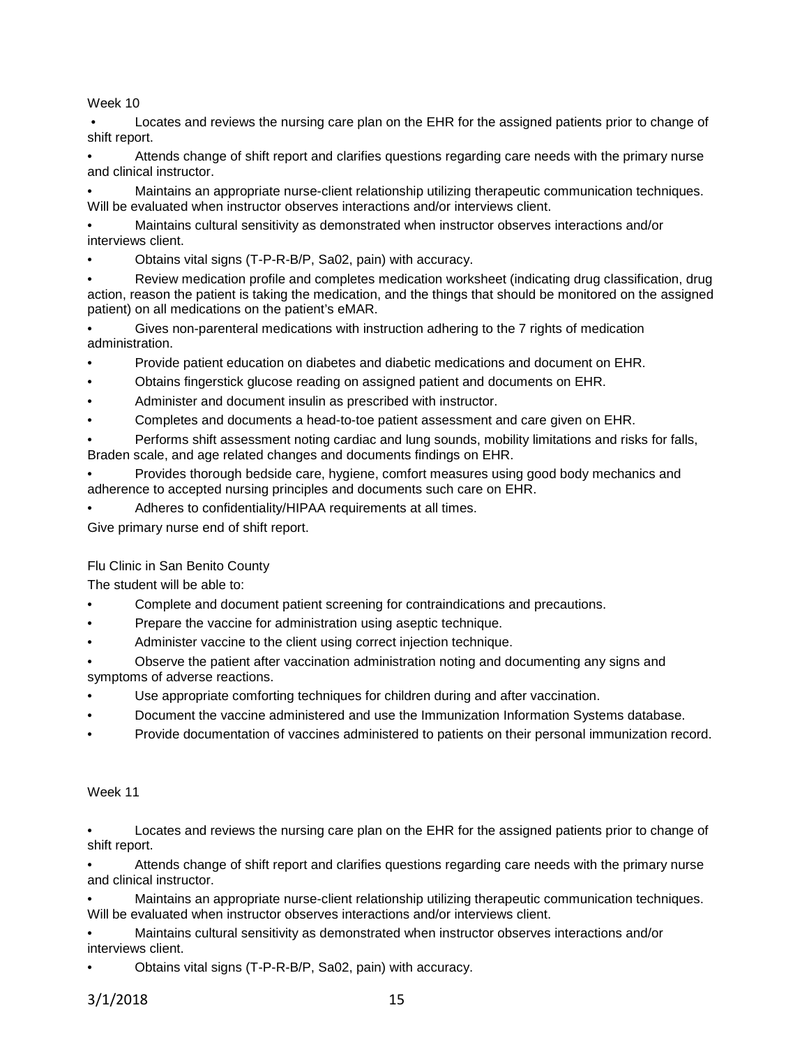Week 10

- Locates and reviews the nursing care plan on the EHR for the assigned patients prior to change of shift report.
- Attends change of shift report and clarifies questions regarding care needs with the primary nurse and clinical instructor.
- Maintains an appropriate nurse-client relationship utilizing therapeutic communication techniques. Will be evaluated when instructor observes interactions and/or interviews client.
- Maintains cultural sensitivity as demonstrated when instructor observes interactions and/or interviews client.
- Obtains vital signs (T-P-R-B/P, Sa02, pain) with accuracy.
- Review medication profile and completes medication worksheet (indicating drug classification, drug action, reason the patient is taking the medication, and the things that should be monitored on the assigned patient) on all medications on the patient's eMAR.
- Gives non-parenteral medications with instruction adhering to the 7 rights of medication administration.
- Provide patient education on diabetes and diabetic medications and document on EHR.
- Obtains fingerstick glucose reading on assigned patient and documents on EHR.
- Administer and document insulin as prescribed with instructor.
- Completes and documents a head-to-toe patient assessment and care given on EHR.
- Performs shift assessment noting cardiac and lung sounds, mobility limitations and risks for falls, Braden scale, and age related changes and documents findings on EHR.
- Provides thorough bedside care, hygiene, comfort measures using good body mechanics and adherence to accepted nursing principles and documents such care on EHR.
- Adheres to confidentiality/HIPAA requirements at all times.

Give primary nurse end of shift report.

Flu Clinic in San Benito County

The student will be able to:

- Complete and document patient screening for contraindications and precautions.
- Prepare the vaccine for administration using aseptic technique.
- Administer vaccine to the client using correct injection technique.
- Observe the patient after vaccination administration noting and documenting any signs and symptoms of adverse reactions.
- Use appropriate comforting techniques for children during and after vaccination.
- Document the vaccine administered and use the Immunization Information Systems database.
- Provide documentation of vaccines administered to patients on their personal immunization record.

Week 11

- Locates and reviews the nursing care plan on the EHR for the assigned patients prior to change of shift report.
- Attends change of shift report and clarifies questions regarding care needs with the primary nurse and clinical instructor.
- Maintains an appropriate nurse-client relationship utilizing therapeutic communication techniques. Will be evaluated when instructor observes interactions and/or interviews client.
- Maintains cultural sensitivity as demonstrated when instructor observes interactions and/or interviews client.
- Obtains vital signs (T-P-R-B/P, Sa02, pain) with accuracy.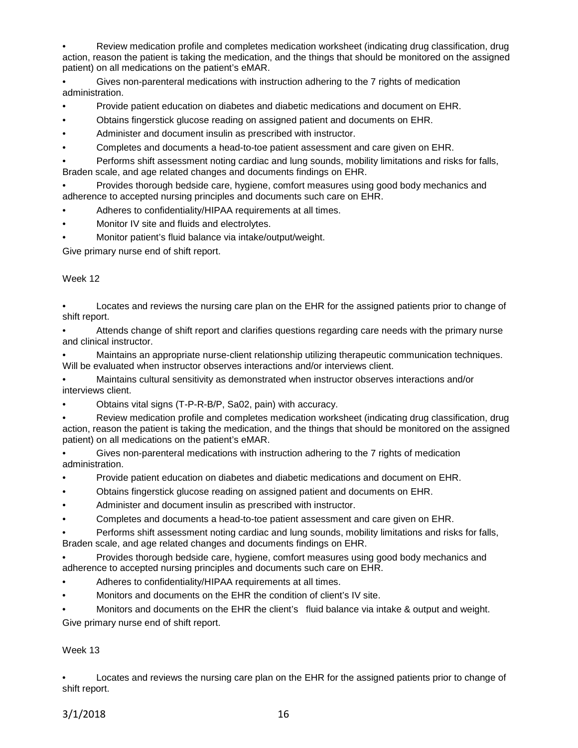- Review medication profile and completes medication worksheet (indicating drug classification, drug action, reason the patient is taking the medication, and the things that should be monitored on the assigned patient) on all medications on the patient's eMAR.
- Gives non-parenteral medications with instruction adhering to the 7 rights of medication administration.
- Provide patient education on diabetes and diabetic medications and document on EHR.
- Obtains fingerstick glucose reading on assigned patient and documents on EHR.
- Administer and document insulin as prescribed with instructor.
- Completes and documents a head-to-toe patient assessment and care given on EHR.
- Performs shift assessment noting cardiac and lung sounds, mobility limitations and risks for falls, Braden scale, and age related changes and documents findings on EHR.
- Provides thorough bedside care, hygiene, comfort measures using good body mechanics and adherence to accepted nursing principles and documents such care on EHR.
- Adheres to confidentiality/HIPAA requirements at all times.
- Monitor IV site and fluids and electrolytes.
- Monitor patient's fluid balance via intake/output/weight.

Give primary nurse end of shift report.

Week 12

- Locates and reviews the nursing care plan on the EHR for the assigned patients prior to change of shift report.
- Attends change of shift report and clarifies questions regarding care needs with the primary nurse and clinical instructor.
- Maintains an appropriate nurse-client relationship utilizing therapeutic communication techniques. Will be evaluated when instructor observes interactions and/or interviews client.
- Maintains cultural sensitivity as demonstrated when instructor observes interactions and/or interviews client.
- Obtains vital signs (T-P-R-B/P, Sa02, pain) with accuracy.
- Review medication profile and completes medication worksheet (indicating drug classification, drug action, reason the patient is taking the medication, and the things that should be monitored on the assigned patient) on all medications on the patient's eMAR.
- Gives non-parenteral medications with instruction adhering to the 7 rights of medication administration.
- Provide patient education on diabetes and diabetic medications and document on EHR.
- Obtains fingerstick glucose reading on assigned patient and documents on EHR.
- Administer and document insulin as prescribed with instructor.
- Completes and documents a head-to-toe patient assessment and care given on EHR.
- Performs shift assessment noting cardiac and lung sounds, mobility limitations and risks for falls, Braden scale, and age related changes and documents findings on EHR.
- Provides thorough bedside care, hygiene, comfort measures using good body mechanics and adherence to accepted nursing principles and documents such care on EHR.
- Adheres to confidentiality/HIPAA requirements at all times.
- Monitors and documents on the EHR the condition of client's IV site.
- Monitors and documents on the EHR the client's fluid balance via intake & output and weight.

Give primary nurse end of shift report.

Week 13

- Locates and reviews the nursing care plan on the EHR for the assigned patients prior to change of shift report.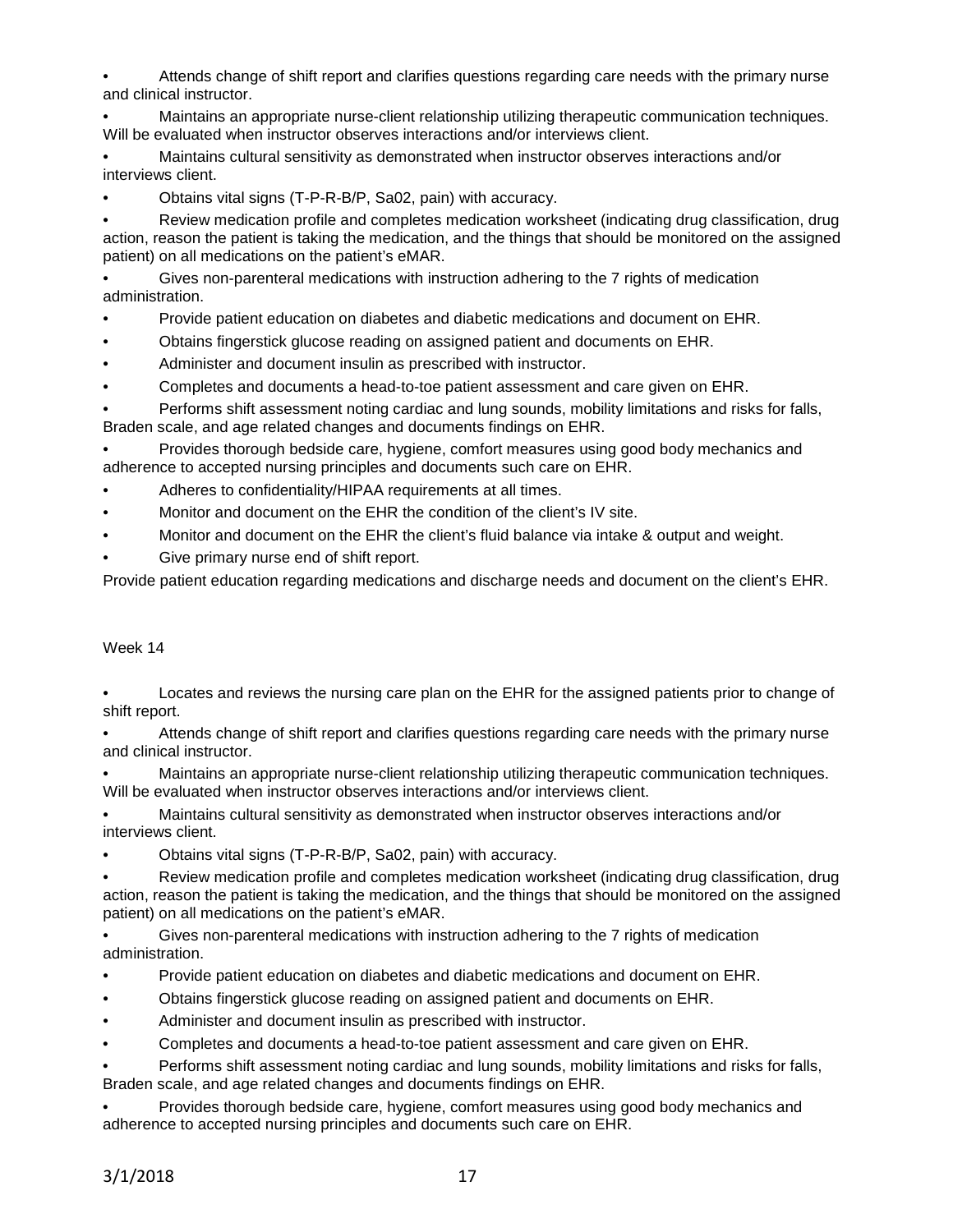- Attends change of shift report and clarifies questions regarding care needs with the primary nurse and clinical instructor.
- Maintains an appropriate nurse-client relationship utilizing therapeutic communication techniques. Will be evaluated when instructor observes interactions and/or interviews client.
- Maintains cultural sensitivity as demonstrated when instructor observes interactions and/or interviews client.
- Obtains vital signs (T-P-R-B/P, Sa02, pain) with accuracy.
- Review medication profile and completes medication worksheet (indicating drug classification, drug action, reason the patient is taking the medication, and the things that should be monitored on the assigned patient) on all medications on the patient's eMAR.
- Gives non-parenteral medications with instruction adhering to the 7 rights of medication administration.
- Provide patient education on diabetes and diabetic medications and document on EHR.
- Obtains fingerstick glucose reading on assigned patient and documents on EHR.
- Administer and document insulin as prescribed with instructor.
- Completes and documents a head-to-toe patient assessment and care given on EHR.
- Performs shift assessment noting cardiac and lung sounds, mobility limitations and risks for falls, Braden scale, and age related changes and documents findings on EHR.
- Provides thorough bedside care, hygiene, comfort measures using good body mechanics and adherence to accepted nursing principles and documents such care on EHR.
- Adheres to confidentiality/HIPAA requirements at all times.
- Monitor and document on the EHR the condition of the client's IV site.
- Monitor and document on the EHR the client's fluid balance via intake & output and weight.
- Give primary nurse end of shift report.

Provide patient education regarding medications and discharge needs and document on the client's EHR.

Week 14

- Locates and reviews the nursing care plan on the EHR for the assigned patients prior to change of shift report.
- Attends change of shift report and clarifies questions regarding care needs with the primary nurse and clinical instructor.
- Maintains an appropriate nurse-client relationship utilizing therapeutic communication techniques. Will be evaluated when instructor observes interactions and/or interviews client.
- Maintains cultural sensitivity as demonstrated when instructor observes interactions and/or interviews client.
- Obtains vital signs (T-P-R-B/P, Sa02, pain) with accuracy.
- Review medication profile and completes medication worksheet (indicating drug classification, drug action, reason the patient is taking the medication, and the things that should be monitored on the assigned patient) on all medications on the patient's eMAR.
- Gives non-parenteral medications with instruction adhering to the 7 rights of medication administration.
- Provide patient education on diabetes and diabetic medications and document on EHR.
- Obtains fingerstick glucose reading on assigned patient and documents on EHR.
- Administer and document insulin as prescribed with instructor.
- Completes and documents a head-to-toe patient assessment and care given on EHR.
- Performs shift assessment noting cardiac and lung sounds, mobility limitations and risks for falls, Braden scale, and age related changes and documents findings on EHR.
- Provides thorough bedside care, hygiene, comfort measures using good body mechanics and adherence to accepted nursing principles and documents such care on EHR.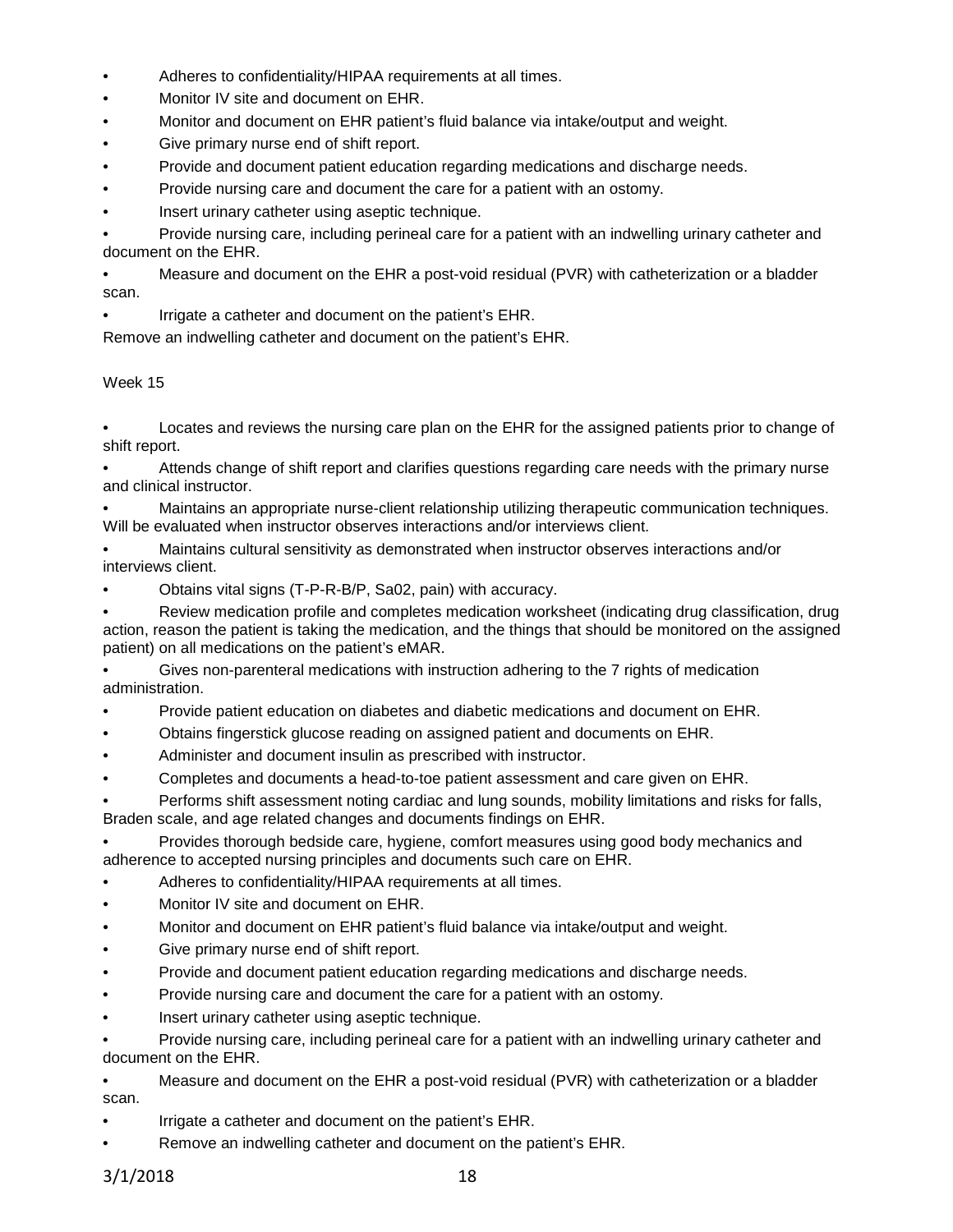- Adheres to confidentiality/HIPAA requirements at all times.
- Monitor IV site and document on EHR.
- Monitor and document on EHR patient's fluid balance via intake/output and weight.
- Give primary nurse end of shift report.
- Provide and document patient education regarding medications and discharge needs.
- Provide nursing care and document the care for a patient with an ostomy.
- Insert urinary catheter using aseptic technique.
- Provide nursing care, including perineal care for a patient with an indwelling urinary catheter and document on the EHR.
- Measure and document on the EHR a post-void residual (PVR) with catheterization or a bladder scan.
- Irrigate a catheter and document on the patient's EHR.

Remove an indwelling catheter and document on the patient's EHR.

Week 15

- Locates and reviews the nursing care plan on the EHR for the assigned patients prior to change of shift report.
- Attends change of shift report and clarifies questions regarding care needs with the primary nurse and clinical instructor.
- Maintains an appropriate nurse-client relationship utilizing therapeutic communication techniques. Will be evaluated when instructor observes interactions and/or interviews client.
- Maintains cultural sensitivity as demonstrated when instructor observes interactions and/or interviews client.
- Obtains vital signs (T-P-R-B/P, Sa02, pain) with accuracy.
- Review medication profile and completes medication worksheet (indicating drug classification, drug action, reason the patient is taking the medication, and the things that should be monitored on the assigned patient) on all medications on the patient's eMAR.
- Gives non-parenteral medications with instruction adhering to the 7 rights of medication administration.
- Provide patient education on diabetes and diabetic medications and document on EHR.
- Obtains fingerstick glucose reading on assigned patient and documents on EHR.
- Administer and document insulin as prescribed with instructor.
- Completes and documents a head-to-toe patient assessment and care given on EHR.
- Performs shift assessment noting cardiac and lung sounds, mobility limitations and risks for falls, Braden scale, and age related changes and documents findings on EHR.
- Provides thorough bedside care, hygiene, comfort measures using good body mechanics and adherence to accepted nursing principles and documents such care on EHR.
- Adheres to confidentiality/HIPAA requirements at all times.
- Monitor IV site and document on EHR.
- Monitor and document on EHR patient's fluid balance via intake/output and weight.
- Give primary nurse end of shift report.
- Provide and document patient education regarding medications and discharge needs.
- Provide nursing care and document the care for a patient with an ostomy.
- Insert urinary catheter using aseptic technique.
- Provide nursing care, including perineal care for a patient with an indwelling urinary catheter and document on the EHR.
- Measure and document on the EHR a post-void residual (PVR) with catheterization or a bladder scan.
- Irrigate a catheter and document on the patient's EHR.
- Remove an indwelling catheter and document on the patient's EHR.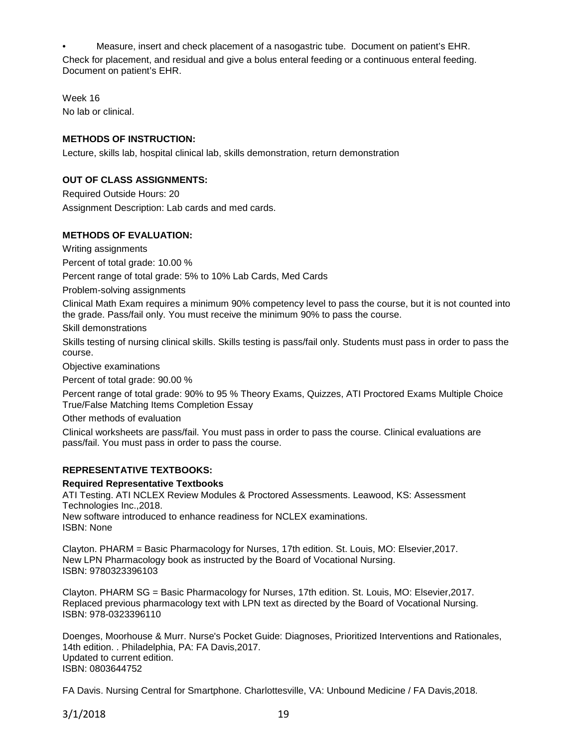- Measure, insert and check placement of a nasogastric tube. Document on patient's EHR.

Check for placement, and residual and give a bolus enteral feeding or a continuous enteral feeding. Document on patient's EHR.

Week 16

No lab or clinical.

**METHODS OF INSTRUCTION:**

Lecture, skills lab, hospital clinical lab, skills demonstration, return demonstration

**OUT OF CLASS ASSIGNMENTS:**

Required Outside Hours: 20

Assignment Description: Lab cards and med cards.

**METHODS OF EVALUATION:**

Writing assignments

Percent of total grade: 10.00 %

Percent range of total grade: 5% to 10% Lab Cards, Med Cards

Problem-solving assignments

Clinical Math Exam requires a minimum 90% competency level to pass the course, but it is not counted into the grade. Pass/fail only. You must receive the minimum 90% to pass the course.

Skill demonstrations

Skills testing of nursing clinical skills. Skills testing is pass/fail only. Students must pass in order to pass the course.

Objective examinations

Percent of total grade: 90.00 %

Percent range of total grade: 90% to 95 % Theory Exams, Quizzes, ATI Proctored Exams Multiple Choice True/False Matching Items Completion Essay

Other methods of evaluation

Clinical worksheets are pass/fail. You must pass in order to pass the course. Clinical evaluations are pass/fail. You must pass in order to pass the course.

**REPRESENTATIVE TEXTBOOKS:**

**Required Representative Textbooks**

ATI Testing. ATI NCLEX Review Modules & Proctored Assessments. Leawood, KS: Assessment Technologies Inc.,2018.
New software introduced to enhance readiness for NCLEX examinations.
ISBN: None

Clayton. PHARM = Basic Pharmacology for Nurses, 17th edition. St. Louis, MO: Elsevier,2017.
New LPN Pharmacology book as instructed by the Board of Vocational Nursing.
ISBN: 9780323396103

Clayton. PHARM SG = Basic Pharmacology for Nurses, 17th edition. St. Louis, MO: Elsevier,2017.
Replaced previous pharmacology text with LPN text as directed by the Board of Vocational Nursing.
ISBN: 978-0323396110

Doenges, Moorhouse & Murr. Nurse's Pocket Guide: Diagnoses, Prioritized Interventions and Rationales, 14th edition. . Philadelphia, PA: FA Davis,2017.
Updated to current edition.
ISBN: 0803644752

FA Davis. Nursing Central for Smartphone. Charlottesville, VA: Unbound Medicine / FA Davis,2018.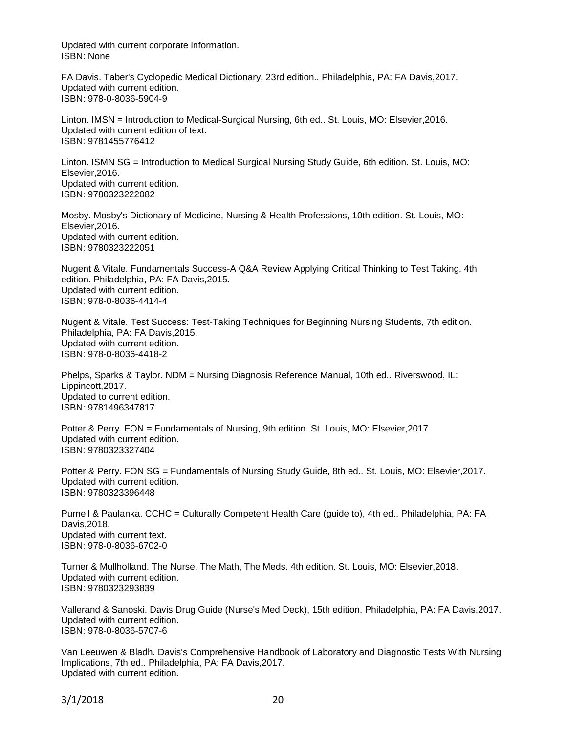Updated with current corporate information.
ISBN: None

FA Davis. Taber's Cyclopedic Medical Dictionary, 23rd edition.. Philadelphia, PA: FA Davis,2017.
Updated with current edition.
ISBN: 978-0-8036-5904-9

Linton. IMSN = Introduction to Medical-Surgical Nursing, 6th ed.. St. Louis, MO: Elsevier,2016.
Updated with current edition of text.
ISBN: 9781455776412

Linton. ISMN SG = Introduction to Medical Surgical Nursing Study Guide, 6th edition. St. Louis, MO: Elsevier,2016.
Updated with current edition.
ISBN: 9780323222082

Mosby. Mosby's Dictionary of Medicine, Nursing & Health Professions, 10th edition. St. Louis, MO: Elsevier,2016.
Updated with current edition.
ISBN: 9780323222051

Nugent & Vitale. Fundamentals Success-A Q&A Review Applying Critical Thinking to Test Taking, 4th edition. Philadelphia, PA: FA Davis,2015.
Updated with current edition.
ISBN: 978-0-8036-4414-4

Nugent & Vitale. Test Success: Test-Taking Techniques for Beginning Nursing Students, 7th edition. Philadelphia, PA: FA Davis,2015.
Updated with current edition.
ISBN: 978-0-8036-4418-2

Phelps, Sparks & Taylor. NDM = Nursing Diagnosis Reference Manual, 10th ed.. Riverswood, IL: Lippincott,2017.
Updated to current edition.
ISBN: 9781496347817

Potter & Perry. FON = Fundamentals of Nursing, 9th edition. St. Louis, MO: Elsevier,2017.
Updated with current edition.
ISBN: 9780323327404

Potter & Perry. FON SG = Fundamentals of Nursing Study Guide, 8th ed.. St. Louis, MO: Elsevier,2017.
Updated with current edition.
ISBN: 9780323396448

Purnell & Paulanka. CCHC = Culturally Competent Health Care (guide to), 4th ed.. Philadelphia, PA: FA Davis,2018.
Updated with current text.
ISBN: 978-0-8036-6702-0

Turner & Mullholland. The Nurse, The Math, The Meds. 4th edition. St. Louis, MO: Elsevier,2018.
Updated with current edition.
ISBN: 9780323293839

Vallerand & Sanoski. Davis Drug Guide (Nurse's Med Deck), 15th edition. Philadelphia, PA: FA Davis,2017.
Updated with current edition.
ISBN: 978-0-8036-5707-6

Van Leeuwen & Bladh. Davis's Comprehensive Handbook of Laboratory and Diagnostic Tests With Nursing Implications, 7th ed.. Philadelphia, PA: FA Davis,2017.
Updated with current edition.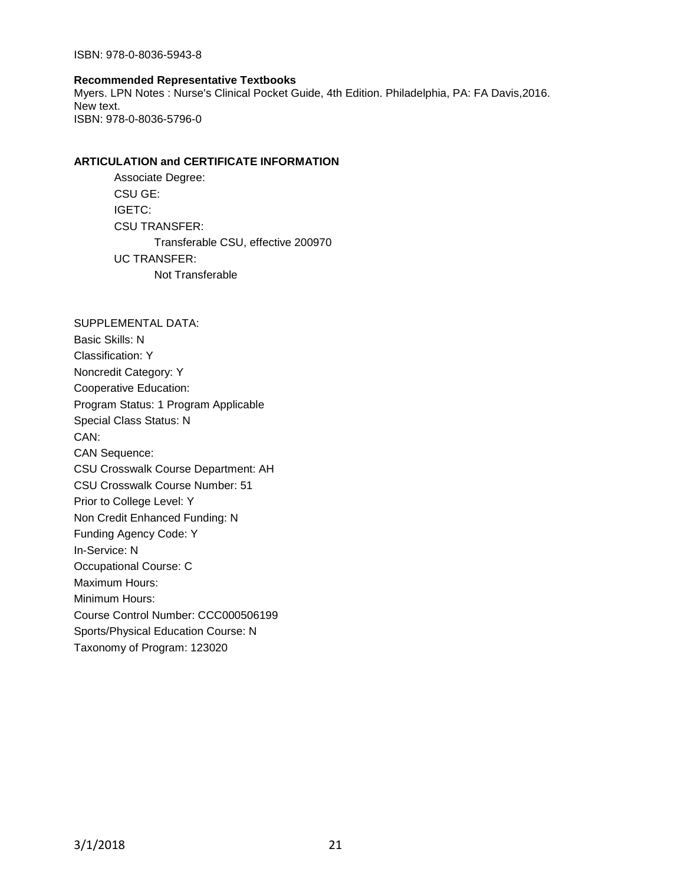ISBN: 978-0-8036-5943-8

**Recommended Representative Textbooks**

Myers. LPN Notes : Nurse's Clinical Pocket Guide, 4th Edition. Philadelphia, PA: FA Davis,2016.
New text.
ISBN: 978-0-8036-5796-0

**ARTICULATION and CERTIFICATE INFORMATION**

Associate Degree:
CSU GE:
IGETC:
CSU TRANSFER:
    Transferable CSU, effective 200970
UC TRANSFER:
    Not Transferable

SUPPLEMENTAL DATA:
Basic Skills: N
Classification: Y
Noncredit Category: Y
Cooperative Education:
Program Status: 1 Program Applicable
Special Class Status: N
CAN:
CAN Sequence:
CSU Crosswalk Course Department: AH
CSU Crosswalk Course Number: 51
Prior to College Level: Y
Non Credit Enhanced Funding: N
Funding Agency Code: Y
In-Service: N
Occupational Course: C
Maximum Hours:
Minimum Hours:
Course Control Number: CCC000506199
Sports/Physical Education Course: N
Taxonomy of Program: 123020